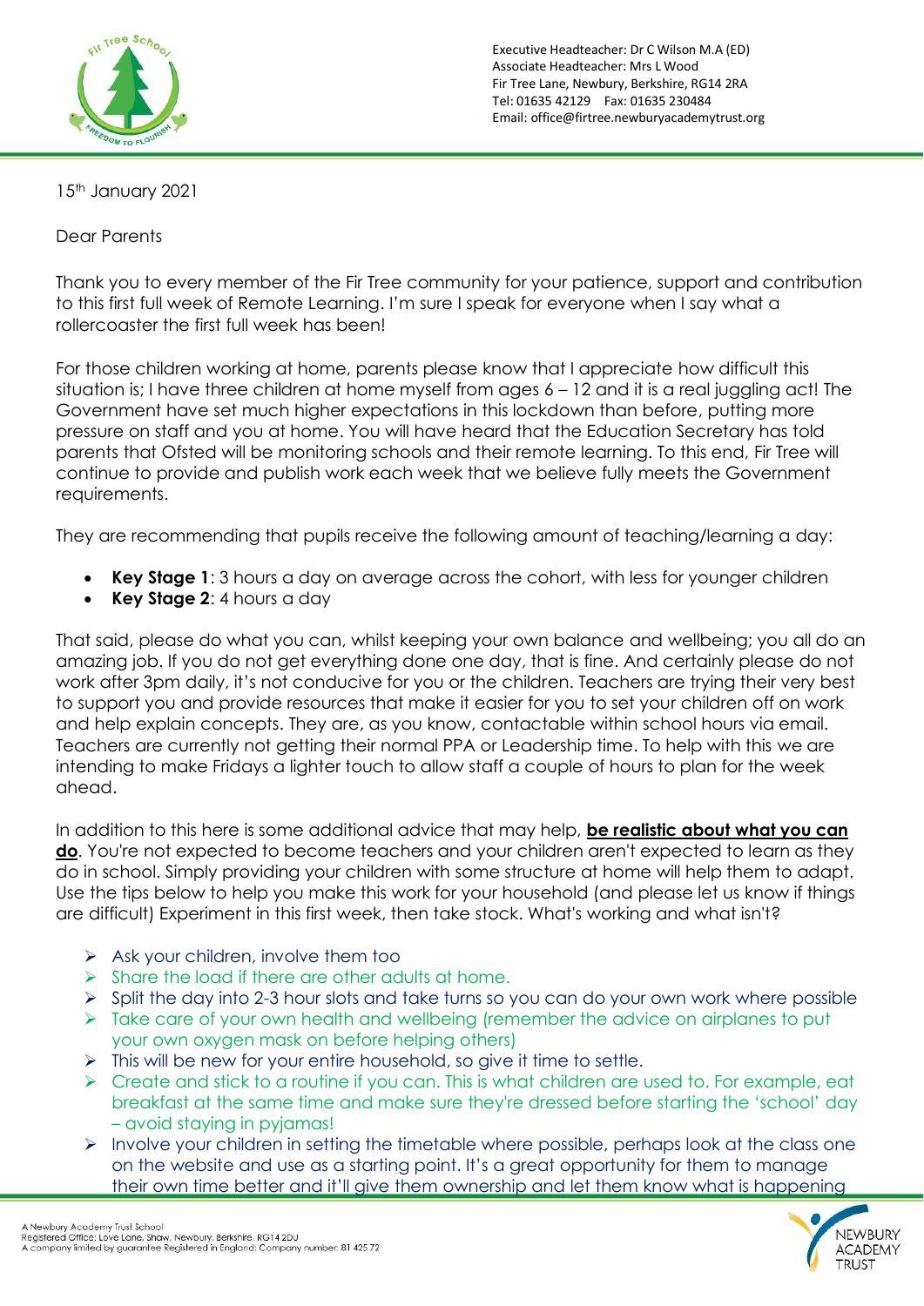Executive Headteacher: Dr C Wilson M.A (ED)
Associate Headteacher: Mrs L Wood
Fir Tree Lane, Newbury, Berkshire, RG14 2RA
Tel: 01635 42129 Fax: 01635 230484
Email: office@firtree.newburyacademytrust.org

15th January 2021

Dear Parents

Thank you to every member of the Fir Tree community for your patience, support and contribution to this first full week of Remote Learning. I'm sure I speak for everyone when I say what a rollercoaster the first full week has been!

For those children working at home, parents please know that I appreciate how difficult this situation is; I have three children at home myself from ages 6 – 12 and it is a real juggling act! The Government have set much higher expectations in this lockdown than before, putting more pressure on staff and you at home. You will have heard that the Education Secretary has told parents that Ofsted will be monitoring schools and their remote learning. To this end, Fir Tree will continue to provide and publish work each week that we believe fully meets the Government requirements.

They are recommending that pupils receive the following amount of teaching/learning a day:

- **Key Stage 1**: 3 hours a day on average across the cohort, with less for younger children
- **Key Stage 2**: 4 hours a day

That said, please do what you can, whilst keeping your own balance and wellbeing; you all do an amazing job. If you do not get everything done one day, that is fine. And certainly please do not work after 3pm daily, it's not conducive for you or the children. Teachers are trying their very best to support you and provide resources that make it easier for you to set your children off on work and help explain concepts. They are, as you know, contactable within school hours via email. Teachers are currently not getting their normal PPA or Leadership time. To help with this we are intending to make Fridays a lighter touch to allow staff a couple of hours to plan for the week ahead.

In addition to this here is some additional advice that may help, **be realistic about what you can do**. You're not expected to become teachers and your children aren't expected to learn as they do in school. Simply providing your children with some structure at home will help them to adapt. Use the tips below to help you make this work for your household (and please let us know if things are difficult) Experiment in this first week, then take stock. What's working and what isn't?

- Ask your children, involve them too
- Share the load if there are other adults at home.
- Split the day into 2-3 hour slots and take turns so you can do your own work where possible
- Take care of your own health and wellbeing (remember the advice on airplanes to put your own oxygen mask on before helping others)
- This will be new for your entire household, so give it time to settle.
- Create and stick to a routine if you can. This is what children are used to. For example, eat breakfast at the same time and make sure they're dressed before starting the 'school' day – avoid staying in pyjamas!
- Involve your children in setting the timetable where possible, perhaps look at the class one on the website and use as a starting point. It's a great opportunity for them to manage their own time better and it'll give them ownership and let them know what is happening

A Newbury Academy Trust School
Registered Office: Love Lane, Shaw, Newbury, Berkshire, RG14 2DU
A company limited by guarantee Registered in England: Company number: 81 425 72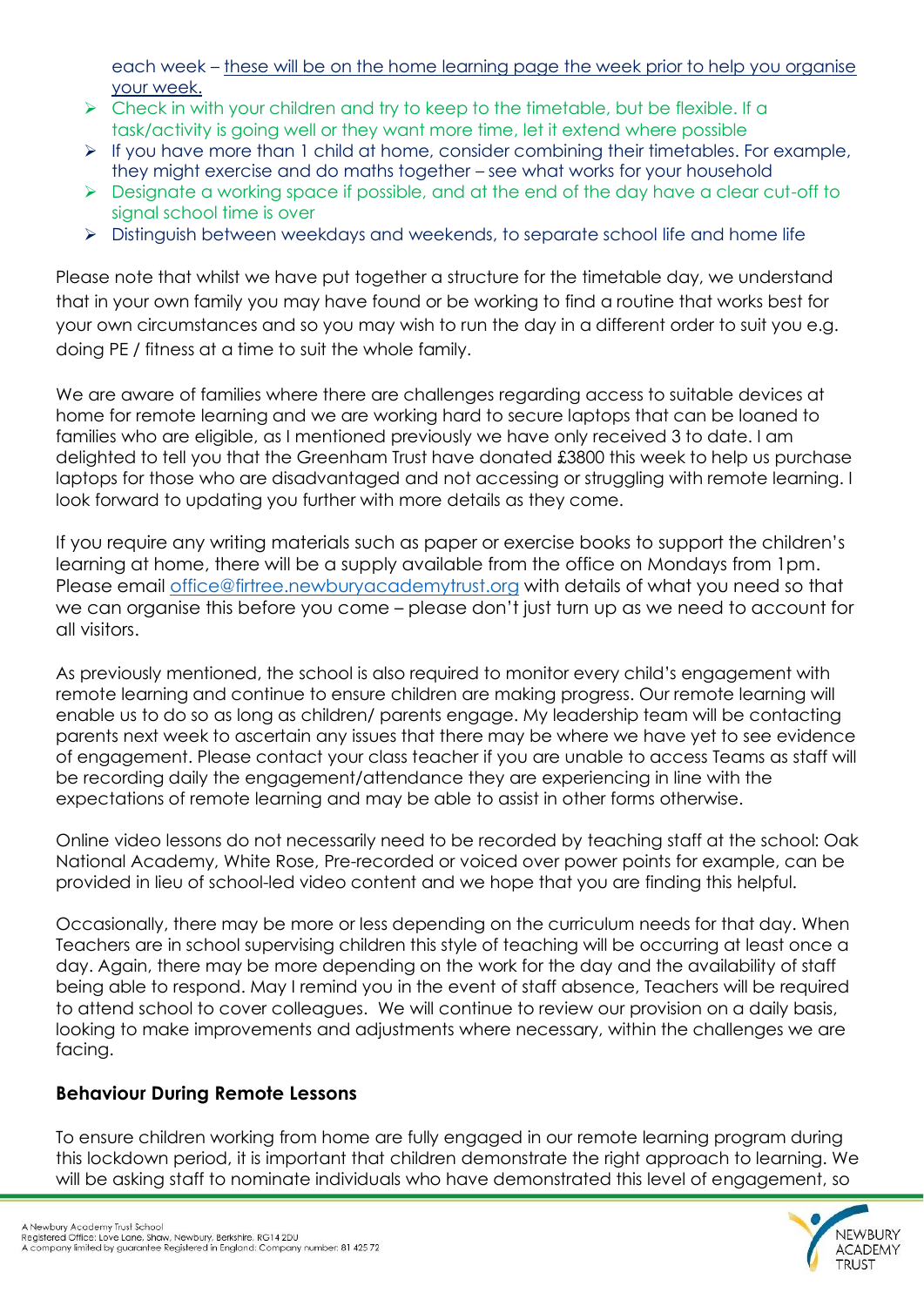each week – these will be on the home learning page the week prior to help you organise your week.

- Check in with your children and try to keep to the timetable, but be flexible. If a task/activity is going well or they want more time, let it extend where possible
- If you have more than 1 child at home, consider combining their timetables. For example, they might exercise and do maths together – see what works for your household
- Designate a working space if possible, and at the end of the day have a clear cut-off to signal school time is over
- Distinguish between weekdays and weekends, to separate school life and home life

Please note that whilst we have put together a structure for the timetable day, we understand that in your own family you may have found or be working to find a routine that works best for your own circumstances and so you may wish to run the day in a different order to suit you e.g. doing PE / fitness at a time to suit the whole family.

We are aware of families where there are challenges regarding access to suitable devices at home for remote learning and we are working hard to secure laptops that can be loaned to families who are eligible, as I mentioned previously we have only received 3 to date. I am delighted to tell you that the Greenham Trust have donated £3800 this week to help us purchase laptops for those who are disadvantaged and not accessing or struggling with remote learning. I look forward to updating you further with more details as they come.

If you require any writing materials such as paper or exercise books to support the children's learning at home, there will be a supply available from the office on Mondays from 1pm. Please email office@firtree.newburyacademytrust.org with details of what you need so that we can organise this before you come – please don't just turn up as we need to account for all visitors.

As previously mentioned, the school is also required to monitor every child's engagement with remote learning and continue to ensure children are making progress. Our remote learning will enable us to do so as long as children/ parents engage. My leadership team will be contacting parents next week to ascertain any issues that there may be where we have yet to see evidence of engagement. Please contact your class teacher if you are unable to access Teams as staff will be recording daily the engagement/attendance they are experiencing in line with the expectations of remote learning and may be able to assist in other forms otherwise.

Online video lessons do not necessarily need to be recorded by teaching staff at the school: Oak National Academy, White Rose, Pre-recorded or voiced over power points for example, can be provided in lieu of school-led video content and we hope that you are finding this helpful.

Occasionally, there may be more or less depending on the curriculum needs for that day. When Teachers are in school supervising children this style of teaching will be occurring at least once a day. Again, there may be more depending on the work for the day and the availability of staff being able to respond. May I remind you in the event of staff absence, Teachers will be required to attend school to cover colleagues. We will continue to review our provision on a daily basis, looking to make improvements and adjustments where necessary, within the challenges we are facing.

**Behaviour During Remote Lessons**

To ensure children working from home are fully engaged in our remote learning program during this lockdown period, it is important that children demonstrate the right approach to learning. We will be asking staff to nominate individuals who have demonstrated this level of engagement, so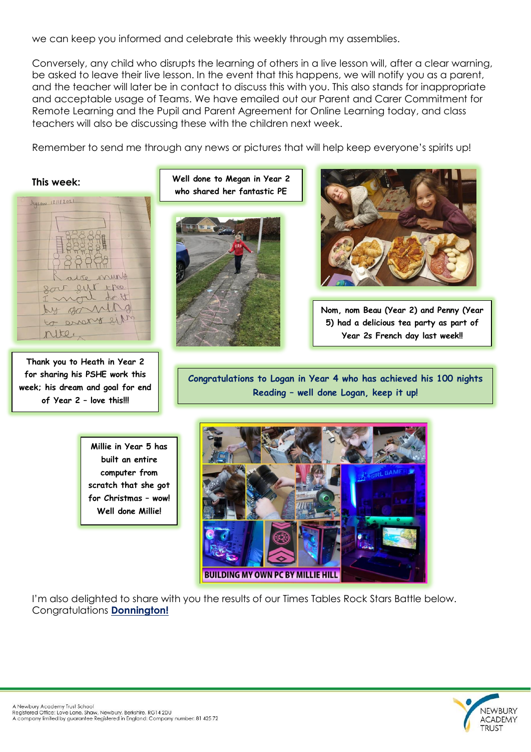we can keep you informed and celebrate this weekly through my assemblies.

Conversely, any child who disrupts the learning of others in a live lesson will, after a clear warning, be asked to leave their live lesson. In the event that this happens, we will notify you as a parent, and the teacher will later be in contact to discuss this with you. This also stands for inappropriate and acceptable usage of Teams. We have emailed out our Parent and Carer Commitment for Remote Learning and the Pupil and Parent Agreement for Online Learning today, and class teachers will also be discussing these with the children next week.

Remember to send me through any news or pictures that will help keep everyone's spirits up!

**This week:**

Well done to Megan in Year 2 who shared her fantastic PE

Nom, nom Beau (Year 2) and Penny (Year 5) had a delicious tea party as part of Year 2s French day last week!!

Thank you to Heath in Year 2 for sharing his PSHE work this week; his dream and goal for end of Year 2 – love this!!!

Congratulations to Logan in Year 4 who has achieved his 100 nights Reading – well done Logan, keep it up!

Millie in Year 5 has built an entire computer from scratch that she got for Christmas – wow! Well done Millie!

I'm also delighted to share with you the results of our Times Tables Rock Stars Battle below. Congratulations **Donnington!**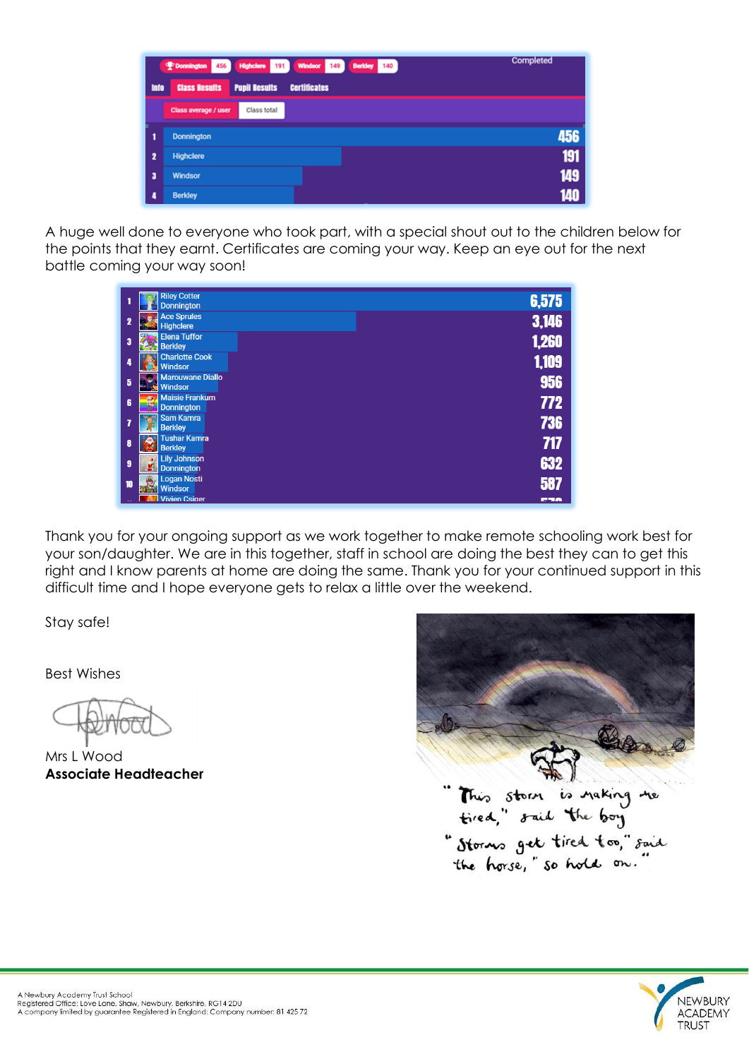Donnington 456
Highclere 191
Windsor 149
Berkley 140
Completed

Info
Class Results
Pupil Results
Certificates

Class average / user
Class total

1 Donnington 456
2 Highclere 191
3 Windsor 149
4 Berkley 140

A huge well done to everyone who took part, with a special shout out to the children below for the points that they earnt. Certificates are coming your way. Keep an eye out for the next battle coming your way soon!

1 Riley Cotter Donnington 6,575
2 Ace Sprules Highclere 3,146
3 Elena Tuffor Berkley 1,260
4 Charlotte Cook Windsor 1,109
5 Marouwane Diallo Windsor 956
6 Maisie Frankum Donnington 772
7 Sam Kamra Berkley 736
8 Tushar Kamra Berkley 717
9 Lily Johnson Donnington 632
10 Logan Nosti Windsor 587
Vivien Csiger

Thank you for your ongoing support as we work together to make remote schooling work best for your son/daughter. We are in this together, staff in school are doing the best they can to get this right and I know parents at home are doing the same. Thank you for your continued support in this difficult time and I hope everyone gets to relax a little over the weekend.

Stay safe!

Best Wishes

Mrs L Wood
**Associate Headteacher**

"This storm is making me tired," said the boy
"Storms get tired too," said the horse, "so hold on."